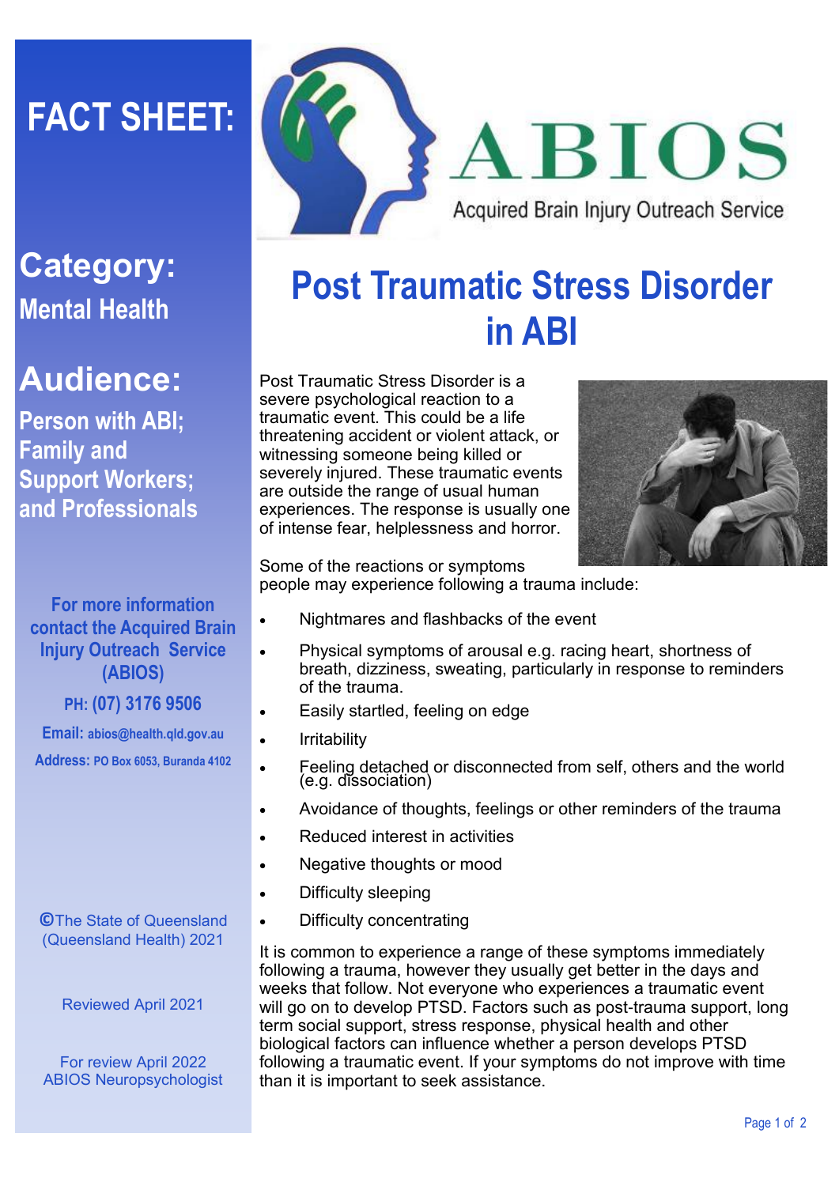# FACT SHEET:

**ABIOS**
Acquired Brain Injury Outreach Service

## Category:

**Mental Health**

## Audience:

**Person with ABI; Family and Support Workers; and Professionals**

**For more information contact the Acquired Brain Injury Outreach Service (ABIOS)**

**PH: (07) 3176 9506**

**Email:** abios@health.qld.gov.au

**Address:** PO Box 6053, Buranda 4102

©The State of Queensland (Queensland Health) 2021

Reviewed April 2021

For review April 2022
ABIOS Neuropsychologist

# Post Traumatic Stress Disorder in ABI

Post Traumatic Stress Disorder is a severe psychological reaction to a traumatic event. This could be a life threatening accident or violent attack, or witnessing someone being killed or severely injured. These traumatic events are outside the range of usual human experiences. The response is usually one of intense fear, helplessness and horror.

Some of the reactions or symptoms people may experience following a trauma include:

- Nightmares and flashbacks of the event
- Physical symptoms of arousal e.g. racing heart, shortness of breath, dizziness, sweating, particularly in response to reminders of the trauma.
- Easily startled, feeling on edge
- Irritability
- Feeling detached or disconnected from self, others and the world (e.g. dissociation)
- Avoidance of thoughts, feelings or other reminders of the trauma
- Reduced interest in activities
- Negative thoughts or mood
- Difficulty sleeping
- Difficulty concentrating

It is common to experience a range of these symptoms immediately following a trauma, however they usually get better in the days and weeks that follow. Not everyone who experiences a traumatic event will go on to develop PTSD. Factors such as post-trauma support, long term social support, stress response, physical health and other biological factors can influence whether a person develops PTSD following a traumatic event. If your symptoms do not improve with time than it is important to seek assistance.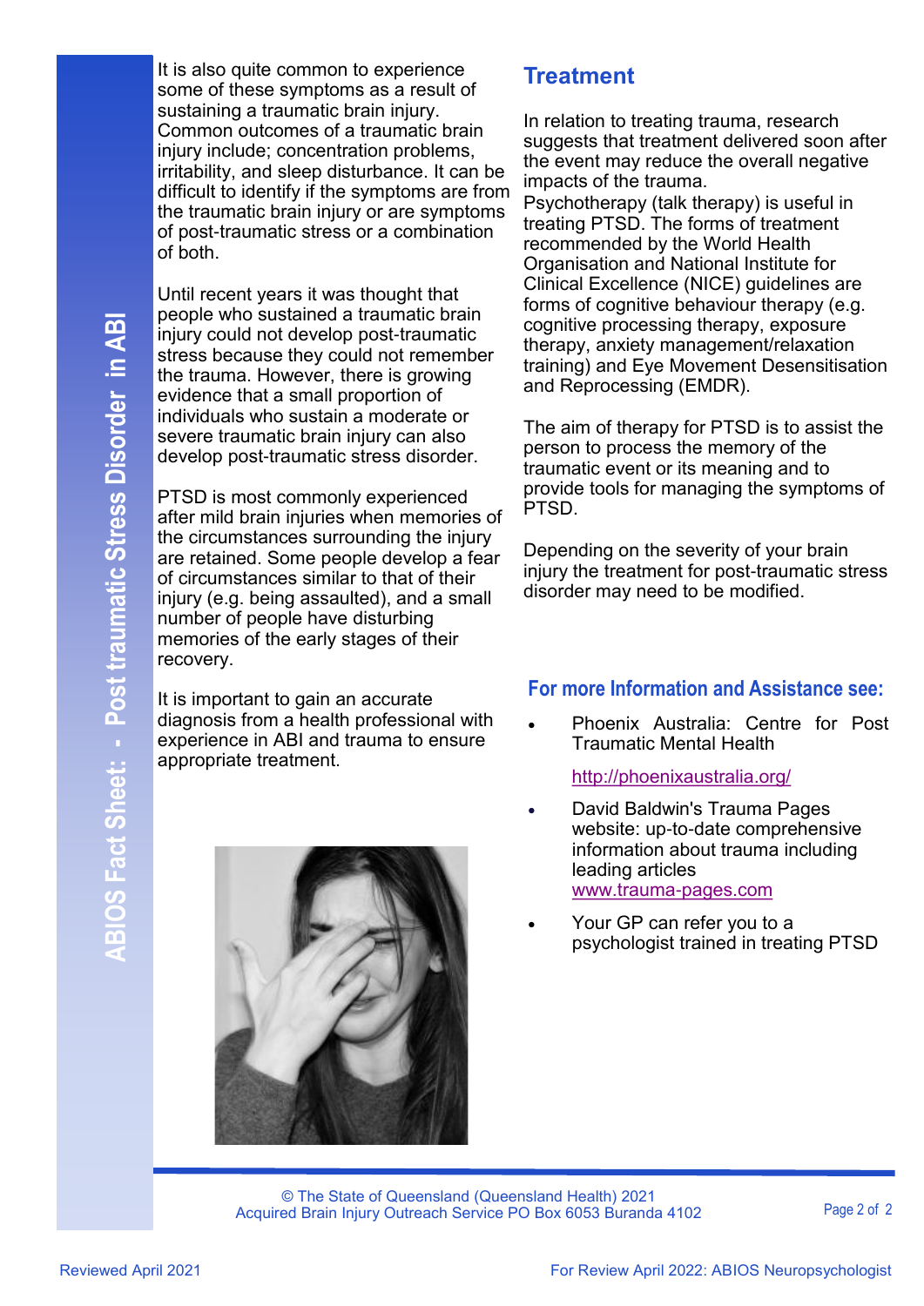It is also quite common to experience some of these symptoms as a result of sustaining a traumatic brain injury. Common outcomes of a traumatic brain injury include; concentration problems, irritability, and sleep disturbance. It can be difficult to identify if the symptoms are from the traumatic brain injury or are symptoms of post-traumatic stress or a combination of both.

Until recent years it was thought that people who sustained a traumatic brain injury could not develop post-traumatic stress because they could not remember the trauma. However, there is growing evidence that a small proportion of individuals who sustain a moderate or severe traumatic brain injury can also develop post-traumatic stress disorder.

PTSD is most commonly experienced after mild brain injuries when memories of the circumstances surrounding the injury are retained. Some people develop a fear of circumstances similar to that of their injury (e.g. being assaulted), and a small number of people have disturbing memories of the early stages of their recovery.

It is important to gain an accurate diagnosis from a health professional with experience in ABI and trauma to ensure appropriate treatment.

## Treatment

In relation to treating trauma, research suggests that treatment delivered soon after the event may reduce the overall negative impacts of the trauma.
Psychotherapy (talk therapy) is useful in treating PTSD. The forms of treatment recommended by the World Health Organisation and National Institute for Clinical Excellence (NICE) guidelines are forms of cognitive behaviour therapy (e.g. cognitive processing therapy, exposure therapy, anxiety management/relaxation training) and Eye Movement Desensitisation and Reprocessing (EMDR).

The aim of therapy for PTSD is to assist the person to process the memory of the traumatic event or its meaning and to provide tools for managing the symptoms of PTSD.

Depending on the severity of your brain injury the treatment for post-traumatic stress disorder may need to be modified.

### For more Information and Assistance see:

- Phoenix Australia: Centre for Post Traumatic Mental Health

  http://phoenixaustralia.org/

- David Baldwin's Trauma Pages website: up-to-date comprehensive information about trauma including leading articles
  www.trauma-pages.com

- Your GP can refer you to a psychologist trained in treating PTSD

© The State of Queensland (Queensland Health) 2021
Acquired Brain Injury Outreach Service PO Box 6053 Buranda 4102

Reviewed April 2021

For Review April 2022: ABIOS Neuropsychologist